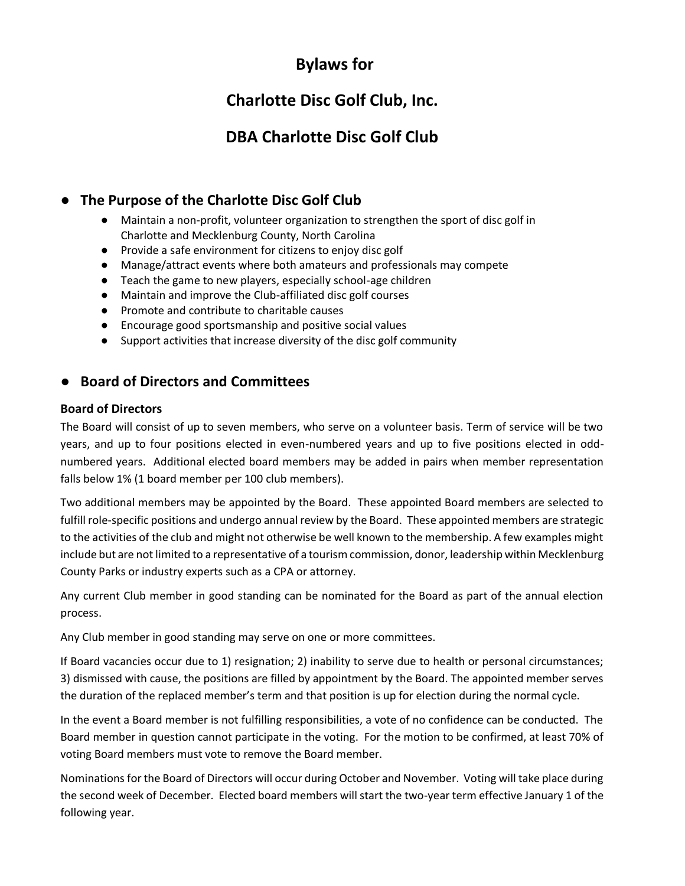# Bylaws for

# Charlotte Disc Golf Club, Inc.

# DBA Charlotte Disc Golf Club

## The Purpose of the Charlotte Disc Golf Club

- Maintain a non-profit, volunteer organization to strengthen the sport of disc golf in Charlotte and Mecklenburg County, North Carolina
- Provide a safe environment for citizens to enjoy disc golf
- Manage/attract events where both amateurs and professionals may compete
- Teach the game to new players, especially school-age children
- Maintain and improve the Club-affiliated disc golf courses
- Promote and contribute to charitable causes
- Encourage good sportsmanship and positive social values
- Support activities that increase diversity of the disc golf community

## Board of Directors and Committees

### Board of Directors

The Board will consist of up to seven members, who serve on a volunteer basis. Term of service will be two years, and up to four positions elected in even-numbered years and up to five positions elected in odd-numbered years. Additional elected board members may be added in pairs when member representation falls below 1% (1 board member per 100 club members).

Two additional members may be appointed by the Board. These appointed Board members are selected to fulfill role-specific positions and undergo annual review by the Board. These appointed members are strategic to the activities of the club and might not otherwise be well known to the membership. A few examples might include but are not limited to a representative of a tourism commission, donor, leadership within Mecklenburg County Parks or industry experts such as a CPA or attorney.

Any current Club member in good standing can be nominated for the Board as part of the annual election process.

Any Club member in good standing may serve on one or more committees.

If Board vacancies occur due to 1) resignation; 2) inability to serve due to health or personal circumstances; 3) dismissed with cause, the positions are filled by appointment by the Board. The appointed member serves the duration of the replaced member's term and that position is up for election during the normal cycle.

In the event a Board member is not fulfilling responsibilities, a vote of no confidence can be conducted. The Board member in question cannot participate in the voting. For the motion to be confirmed, at least 70% of voting Board members must vote to remove the Board member.

Nominations for the Board of Directors will occur during October and November. Voting will take place during the second week of December. Elected board members will start the two-year term effective January 1 of the following year.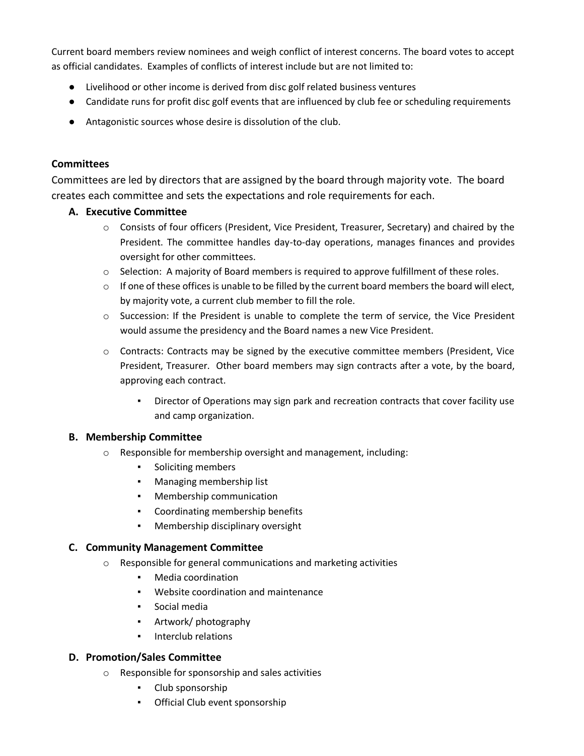Current board members review nominees and weigh conflict of interest concerns. The board votes to accept as official candidates. Examples of conflicts of interest include but are not limited to:

- Livelihood or other income is derived from disc golf related business ventures
- Candidate runs for profit disc golf events that are influenced by club fee or scheduling requirements
- Antagonistic sources whose desire is dissolution of the club.

## Committees

Committees are led by directors that are assigned by the board through majority vote. The board creates each committee and sets the expectations and role requirements for each.

### A. Executive Committee

- Consists of four officers (President, Vice President, Treasurer, Secretary) and chaired by the President. The committee handles day-to-day operations, manages finances and provides oversight for other committees.
- Selection: A majority of Board members is required to approve fulfillment of these roles.
- If one of these offices is unable to be filled by the current board members the board will elect, by majority vote, a current club member to fill the role.
- Succession: If the President is unable to complete the term of service, the Vice President would assume the presidency and the Board names a new Vice President.
- Contracts: Contracts may be signed by the executive committee members (President, Vice President, Treasurer. Other board members may sign contracts after a vote, by the board, approving each contract.
  - Director of Operations may sign park and recreation contracts that cover facility use and camp organization.

### B. Membership Committee

- Responsible for membership oversight and management, including:
  - Soliciting members
  - Managing membership list
  - Membership communication
  - Coordinating membership benefits
  - Membership disciplinary oversight

### C. Community Management Committee

- Responsible for general communications and marketing activities
  - Media coordination
  - Website coordination and maintenance
  - Social media
  - Artwork/ photography
  - Interclub relations

### D. Promotion/Sales Committee

- Responsible for sponsorship and sales activities
  - Club sponsorship
  - Official Club event sponsorship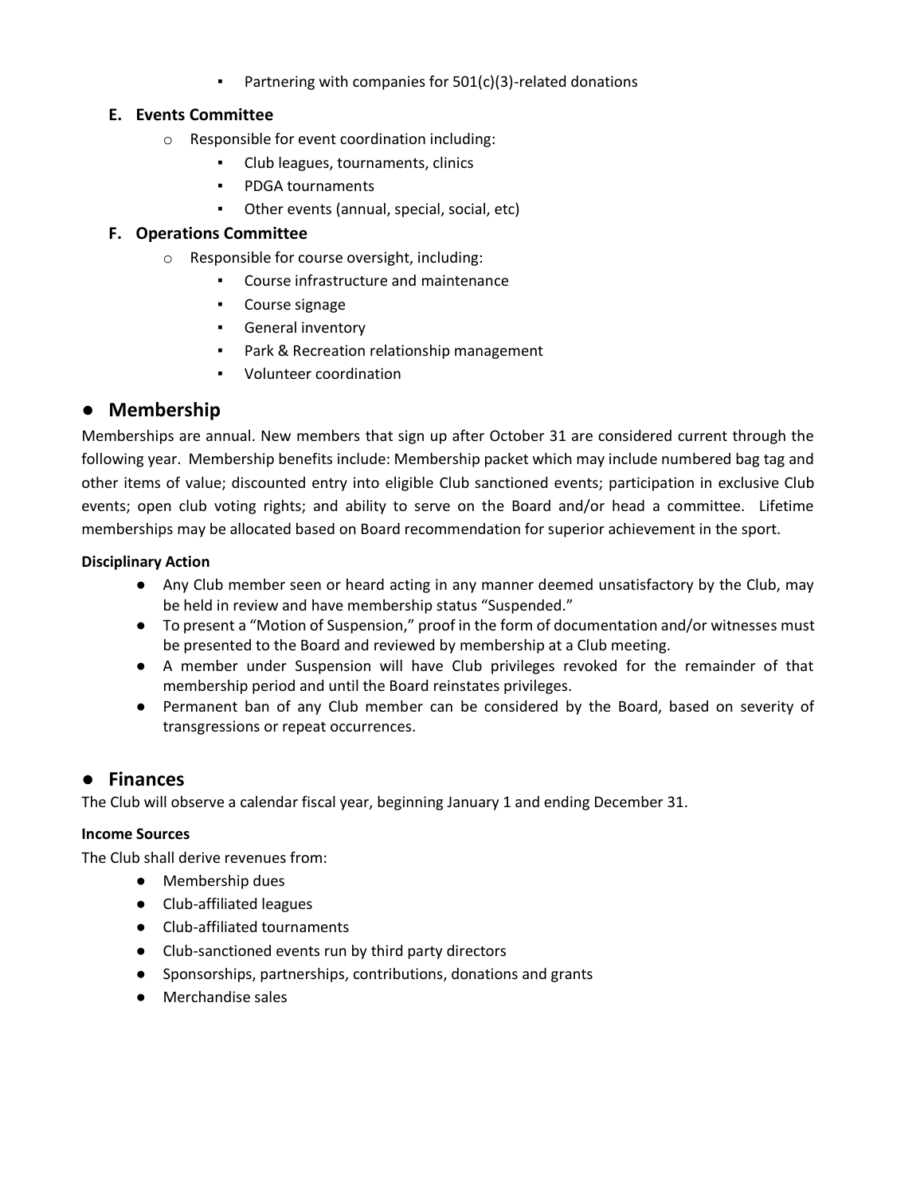- Partnering with companies for 501(c)(3)-related donations

### E. Events Committee

- Responsible for event coordination including:
  - Club leagues, tournaments, clinics
  - PDGA tournaments
  - Other events (annual, special, social, etc)

### F. Operations Committee

- Responsible for course oversight, including:
  - Course infrastructure and maintenance
  - Course signage
  - General inventory
  - Park & Recreation relationship management
  - Volunteer coordination

## ● Membership

Memberships are annual. New members that sign up after October 31 are considered current through the following year. Membership benefits include: Membership packet which may include numbered bag tag and other items of value; discounted entry into eligible Club sanctioned events; participation in exclusive Club events; open club voting rights; and ability to serve on the Board and/or head a committee. Lifetime memberships may be allocated based on Board recommendation for superior achievement in the sport.

**Disciplinary Action**

- Any Club member seen or heard acting in any manner deemed unsatisfactory by the Club, may be held in review and have membership status "Suspended."
- To present a "Motion of Suspension," proof in the form of documentation and/or witnesses must be presented to the Board and reviewed by membership at a Club meeting.
- A member under Suspension will have Club privileges revoked for the remainder of that membership period and until the Board reinstates privileges.
- Permanent ban of any Club member can be considered by the Board, based on severity of transgressions or repeat occurrences.

## ● Finances

The Club will observe a calendar fiscal year, beginning January 1 and ending December 31.

**Income Sources**

The Club shall derive revenues from:

- Membership dues
- Club-affiliated leagues
- Club-affiliated tournaments
- Club-sanctioned events run by third party directors
- Sponsorships, partnerships, contributions, donations and grants
- Merchandise sales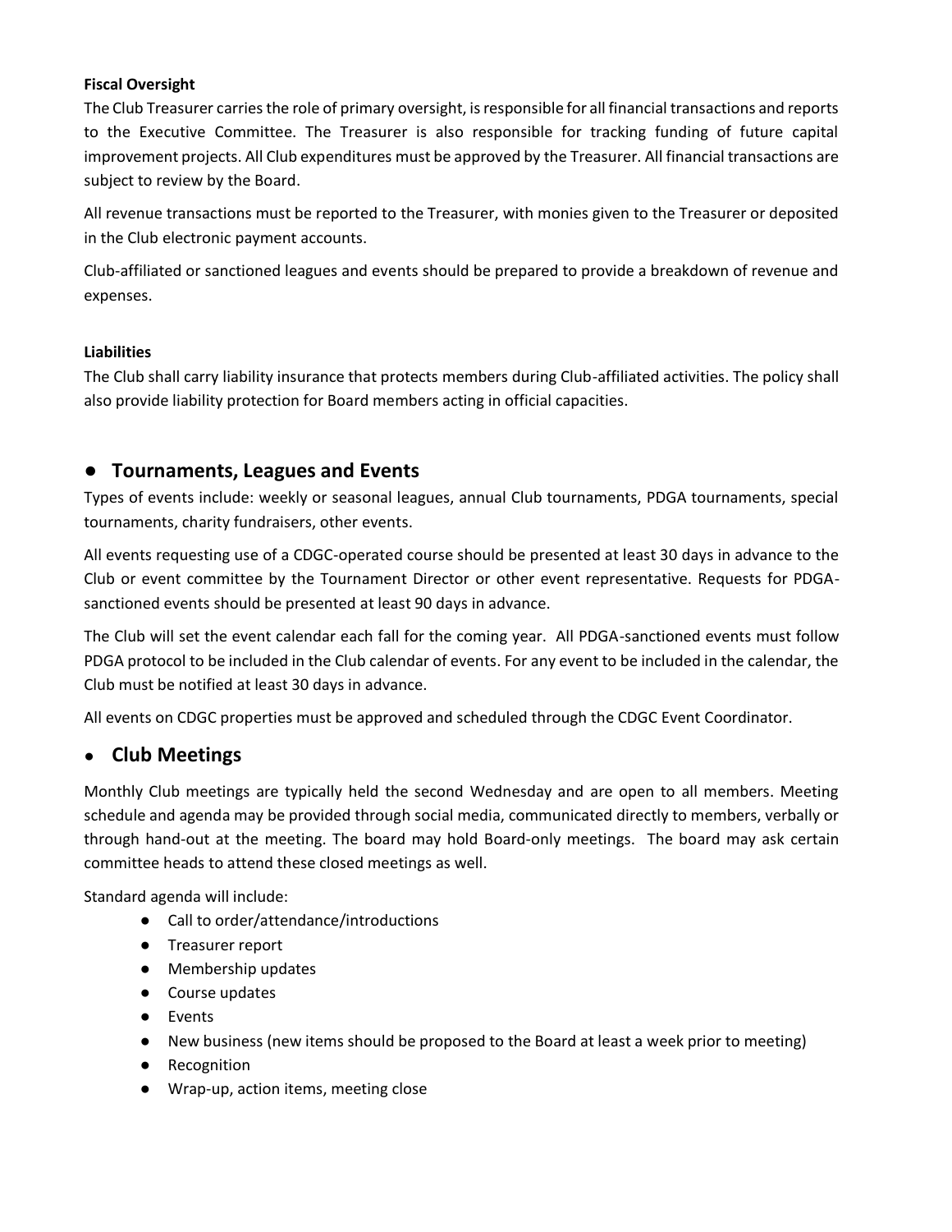**Fiscal Oversight**

The Club Treasurer carries the role of primary oversight, is responsible for all financial transactions and reports to the Executive Committee. The Treasurer is also responsible for tracking funding of future capital improvement projects. All Club expenditures must be approved by the Treasurer. All financial transactions are subject to review by the Board.

All revenue transactions must be reported to the Treasurer, with monies given to the Treasurer or deposited in the Club electronic payment accounts.

Club-affiliated or sanctioned leagues and events should be prepared to provide a breakdown of revenue and expenses.

**Liabilities**

The Club shall carry liability insurance that protects members during Club-affiliated activities. The policy shall also provide liability protection for Board members acting in official capacities.

## ● Tournaments, Leagues and Events

Types of events include: weekly or seasonal leagues, annual Club tournaments, PDGA tournaments, special tournaments, charity fundraisers, other events.

All events requesting use of a CDGC-operated course should be presented at least 30 days in advance to the Club or event committee by the Tournament Director or other event representative. Requests for PDGA-sanctioned events should be presented at least 90 days in advance.

The Club will set the event calendar each fall for the coming year. All PDGA-sanctioned events must follow PDGA protocol to be included in the Club calendar of events. For any event to be included in the calendar, the Club must be notified at least 30 days in advance.

All events on CDGC properties must be approved and scheduled through the CDGC Event Coordinator.

## ● Club Meetings

Monthly Club meetings are typically held the second Wednesday and are open to all members. Meeting schedule and agenda may be provided through social media, communicated directly to members, verbally or through hand-out at the meeting. The board may hold Board-only meetings. The board may ask certain committee heads to attend these closed meetings as well.

Standard agenda will include:

- Call to order/attendance/introductions
- Treasurer report
- Membership updates
- Course updates
- Events
- New business (new items should be proposed to the Board at least a week prior to meeting)
- Recognition
- Wrap-up, action items, meeting close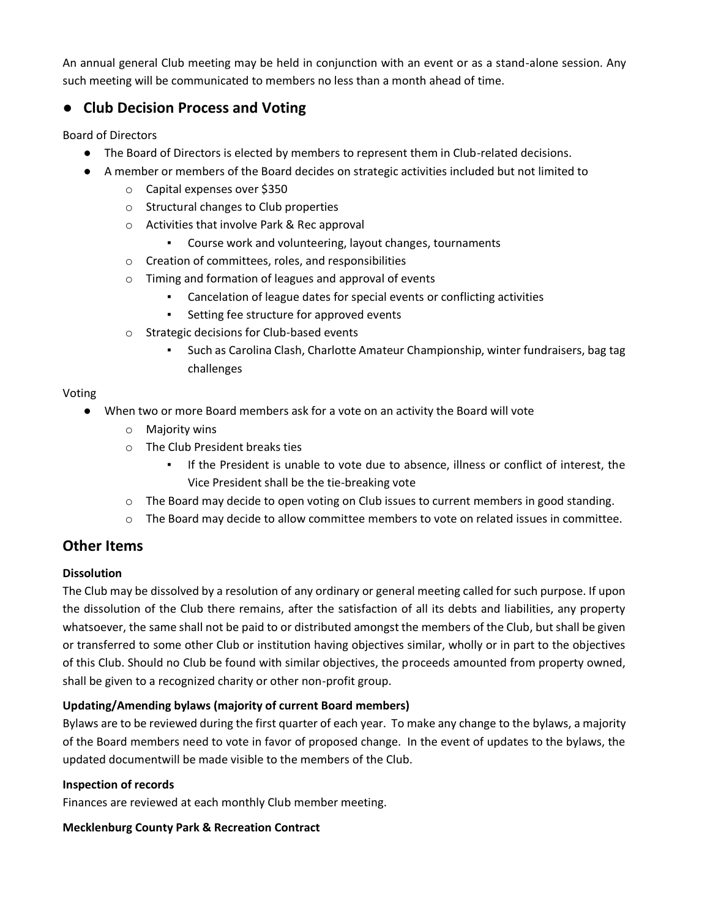An annual general Club meeting may be held in conjunction with an event or as a stand-alone session. Any such meeting will be communicated to members no less than a month ahead of time.

## Club Decision Process and Voting

Board of Directors

- The Board of Directors is elected by members to represent them in Club-related decisions.
- A member or members of the Board decides on strategic activities included but not limited to
  - Capital expenses over $350
  - Structural changes to Club properties
  - Activities that involve Park & Rec approval
    - Course work and volunteering, layout changes, tournaments
  - Creation of committees, roles, and responsibilities
  - Timing and formation of leagues and approval of events
    - Cancelation of league dates for special events or conflicting activities
    - Setting fee structure for approved events
  - Strategic decisions for Club-based events
    - Such as Carolina Clash, Charlotte Amateur Championship, winter fundraisers, bag tag challenges

Voting

- When two or more Board members ask for a vote on an activity the Board will vote
  - Majority wins
  - The Club President breaks ties
    - If the President is unable to vote due to absence, illness or conflict of interest, the Vice President shall be the tie-breaking vote
  - The Board may decide to open voting on Club issues to current members in good standing.
  - The Board may decide to allow committee members to vote on related issues in committee.

## Other Items

**Dissolution**

The Club may be dissolved by a resolution of any ordinary or general meeting called for such purpose. If upon the dissolution of the Club there remains, after the satisfaction of all its debts and liabilities, any property whatsoever, the same shall not be paid to or distributed amongst the members of the Club, but shall be given or transferred to some other Club or institution having objectives similar, wholly or in part to the objectives of this Club. Should no Club be found with similar objectives, the proceeds amounted from property owned, shall be given to a recognized charity or other non-profit group.

**Updating/Amending bylaws (majority of current Board members)**

Bylaws are to be reviewed during the first quarter of each year. To make any change to the bylaws, a majority of the Board members need to vote in favor of proposed change. In the event of updates to the bylaws, the updated documentwill be made visible to the members of the Club.

**Inspection of records**

Finances are reviewed at each monthly Club member meeting.

**Mecklenburg County Park & Recreation Contract**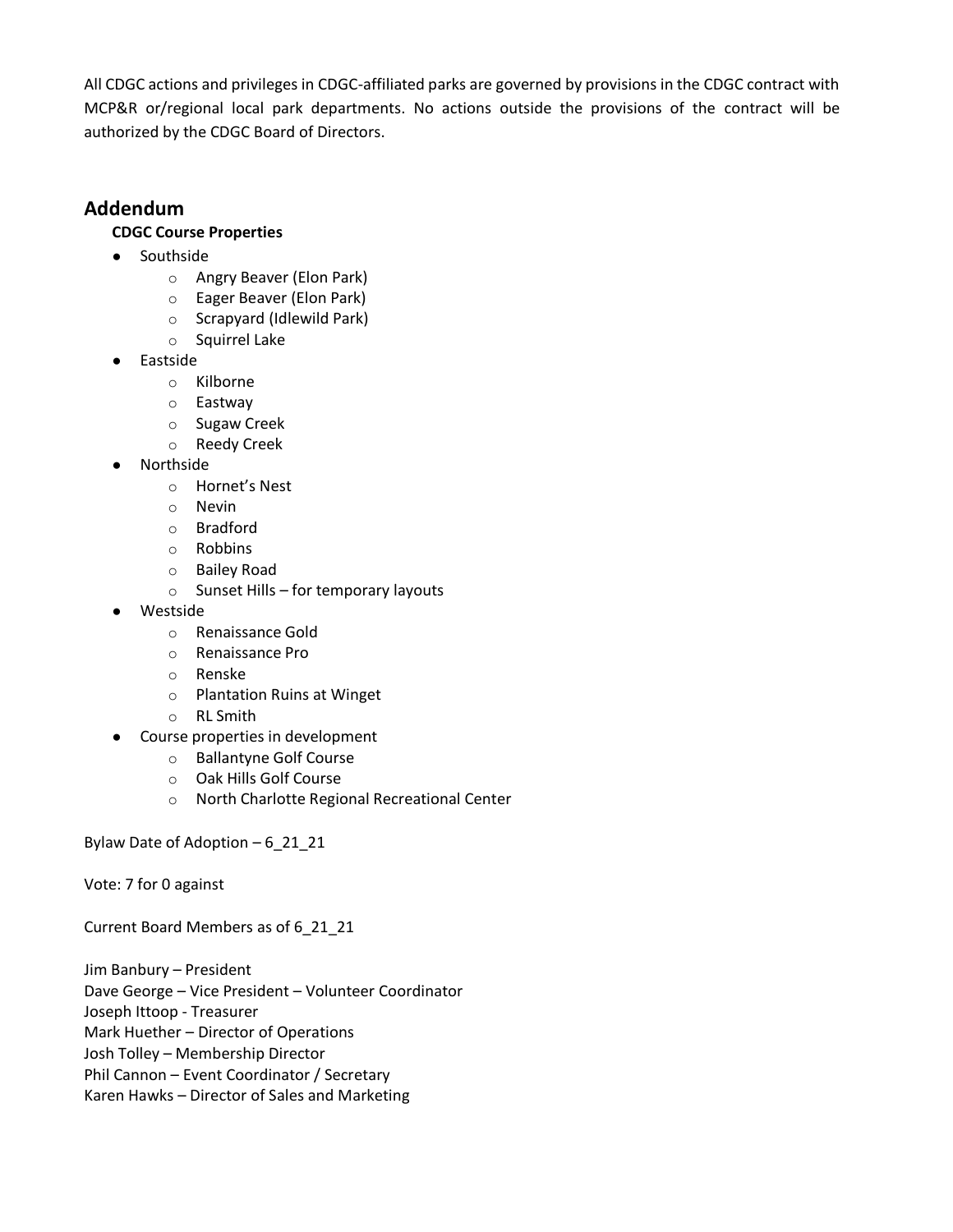All CDGC actions and privileges in CDGC-affiliated parks are governed by provisions in the CDGC contract with MCP&R or/regional local park departments. No actions outside the provisions of the contract will be authorized by the CDGC Board of Directors.

## Addendum

**CDGC Course Properties**

- Southside
  - Angry Beaver (Elon Park)
  - Eager Beaver (Elon Park)
  - Scrapyard (Idlewild Park)
  - Squirrel Lake
- Eastside
  - Kilborne
  - Eastway
  - Sugaw Creek
  - Reedy Creek
- Northside
  - Hornet's Nest
  - Nevin
  - Bradford
  - Robbins
  - Bailey Road
  - Sunset Hills – for temporary layouts
- Westside
  - Renaissance Gold
  - Renaissance Pro
  - Renske
  - Plantation Ruins at Winget
  - RL Smith
- Course properties in development
  - Ballantyne Golf Course
  - Oak Hills Golf Course
  - North Charlotte Regional Recreational Center

Bylaw Date of Adoption – 6_21_21

Vote: 7 for 0 against

Current Board Members as of 6_21_21

Jim Banbury – President
Dave George – Vice President – Volunteer Coordinator
Joseph Ittoop - Treasurer
Mark Huether – Director of Operations
Josh Tolley – Membership Director
Phil Cannon – Event Coordinator / Secretary
Karen Hawks – Director of Sales and Marketing